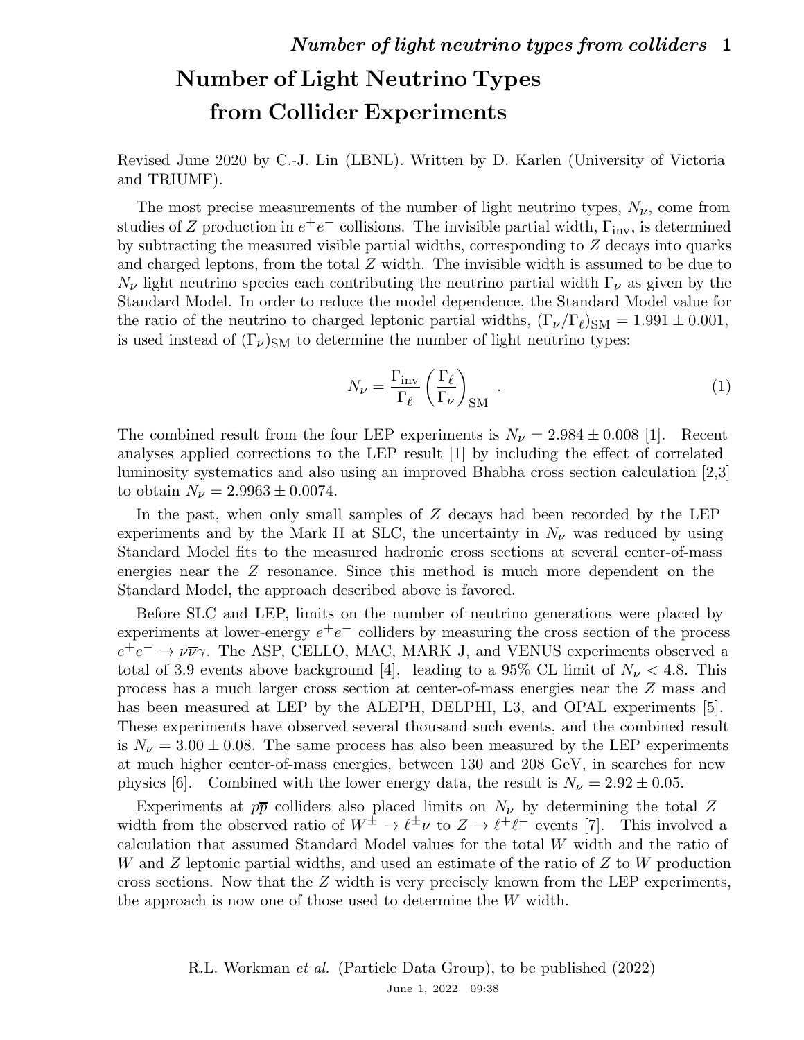# Number of Light Neutrino Types from Collider Experiments

Revised June 2020 by C.-J. Lin (LBNL). Written by D. Karlen (University of Victoria and TRIUMF).

The most precise measurements of the number of light neutrino types, $N_\nu$, come from studies of $Z$ production in $e^+e^-$ collisions. The invisible partial width, $\Gamma_{\text{inv}}$, is determined by subtracting the measured visible partial widths, corresponding to $Z$ decays into quarks and charged leptons, from the total $Z$ width. The invisible width is assumed to be due to $N_\nu$ light neutrino species each contributing the neutrino partial width $\Gamma_\nu$ as given by the Standard Model. In order to reduce the model dependence, the Standard Model value for the ratio of the neutrino to charged leptonic partial widths, $(\Gamma_\nu/\Gamma_\ell)_{\text{SM}} = 1.991 \pm 0.001$, is used instead of $(\Gamma_\nu)_{\text{SM}}$ to determine the number of light neutrino types:

$$N_\nu = \frac{\Gamma_{\text{inv}}}{\Gamma_\ell} \left(\frac{\Gamma_\ell}{\Gamma_\nu}\right)_{\text{SM}} . \tag{1}$$

The combined result from the four LEP experiments is $N_\nu = 2.984 \pm 0.008$ [1]. Recent analyses applied corrections to the LEP result [1] by including the effect of correlated luminosity systematics and also using an improved Bhabha cross section calculation [2,3] to obtain $N_\nu = 2.9963 \pm 0.0074$.

In the past, when only small samples of $Z$ decays had been recorded by the LEP experiments and by the Mark II at SLC, the uncertainty in $N_\nu$ was reduced by using Standard Model fits to the measured hadronic cross sections at several center-of-mass energies near the $Z$ resonance. Since this method is much more dependent on the Standard Model, the approach described above is favored.

Before SLC and LEP, limits on the number of neutrino generations were placed by experiments at lower-energy $e^+e^-$ colliders by measuring the cross section of the process $e^+e^- \to \nu\overline{\nu}\gamma$. The ASP, CELLO, MAC, MARK J, and VENUS experiments observed a total of 3.9 events above background [4], leading to a 95% CL limit of $N_\nu < 4.8$. This process has a much larger cross section at center-of-mass energies near the $Z$ mass and has been measured at LEP by the ALEPH, DELPHI, L3, and OPAL experiments [5]. These experiments have observed several thousand such events, and the combined result is $N_\nu = 3.00 \pm 0.08$. The same process has also been measured by the LEP experiments at much higher center-of-mass energies, between 130 and 208 GeV, in searches for new physics [6]. Combined with the lower energy data, the result is $N_\nu = 2.92 \pm 0.05$.

Experiments at $p\overline{p}$ colliders also placed limits on $N_\nu$ by determining the total $Z$ width from the observed ratio of $W^\pm \to \ell^\pm\nu$ to $Z \to \ell^+\ell^-$ events [7]. This involved a calculation that assumed Standard Model values for the total $W$ width and the ratio of $W$ and $Z$ leptonic partial widths, and used an estimate of the ratio of $Z$ to $W$ production cross sections. Now that the $Z$ width is very precisely known from the LEP experiments, the approach is now one of those used to determine the $W$ width.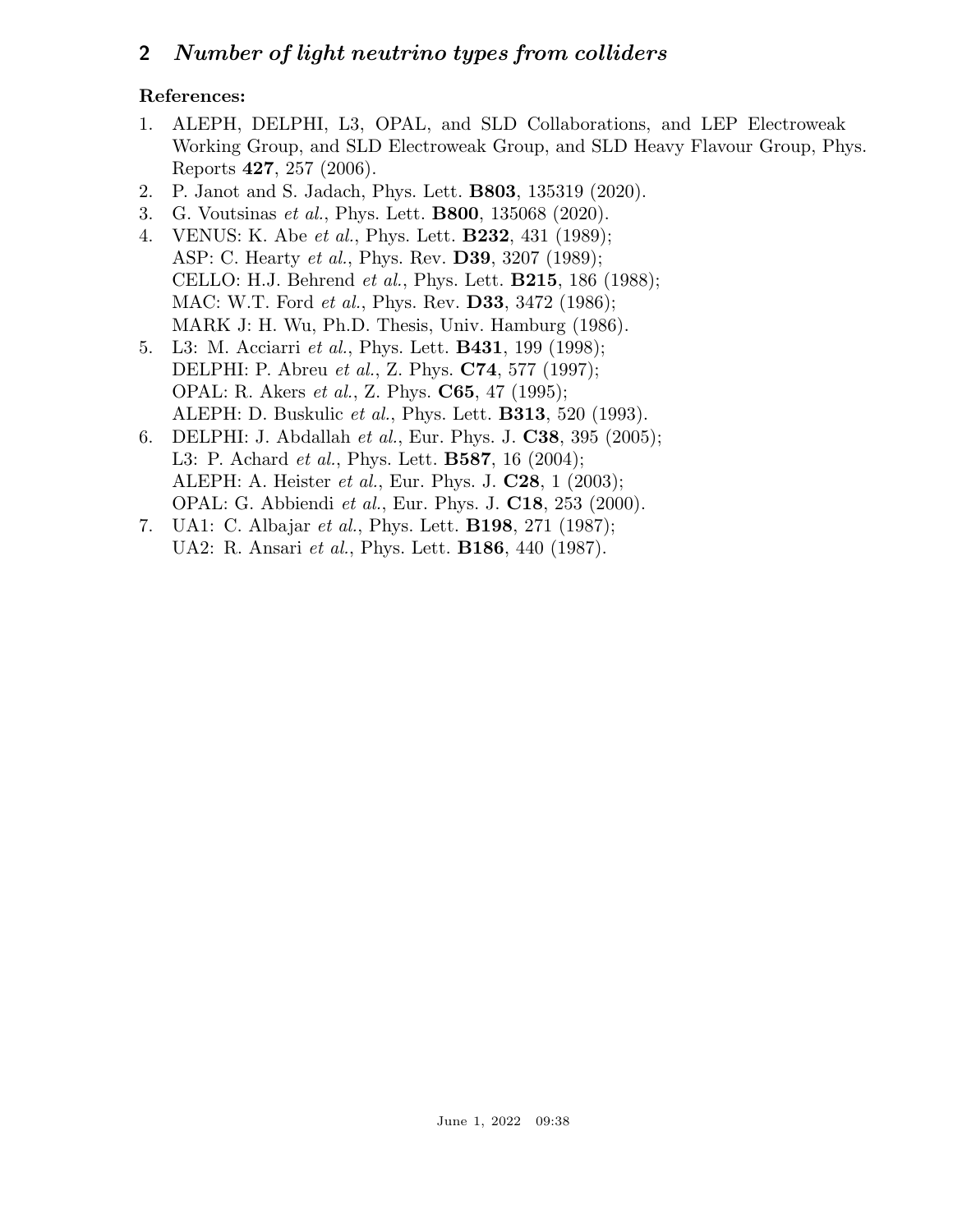**References:**

1. ALEPH, DELPHI, L3, OPAL, and SLD Collaborations, and LEP Electroweak Working Group, and SLD Electroweak Group, and SLD Heavy Flavour Group, Phys. Reports **427**, 257 (2006).
2. P. Janot and S. Jadach, Phys. Lett. **B803**, 135319 (2020).
3. G. Voutsinas *et al.*, Phys. Lett. **B800**, 135068 (2020).
4. VENUS: K. Abe *et al.*, Phys. Lett. **B232**, 431 (1989);
   ASP: C. Hearty *et al.*, Phys. Rev. **D39**, 3207 (1989);
   CELLO: H.J. Behrend *et al.*, Phys. Lett. **B215**, 186 (1988);
   MAC: W.T. Ford *et al.*, Phys. Rev. **D33**, 3472 (1986);
   MARK J: H. Wu, Ph.D. Thesis, Univ. Hamburg (1986).
5. L3: M. Acciarri *et al.*, Phys. Lett. **B431**, 199 (1998);
   DELPHI: P. Abreu *et al.*, Z. Phys. **C74**, 577 (1997);
   OPAL: R. Akers *et al.*, Z. Phys. **C65**, 47 (1995);
   ALEPH: D. Buskulic *et al.*, Phys. Lett. **B313**, 520 (1993).
6. DELPHI: J. Abdallah *et al.*, Eur. Phys. J. **C38**, 395 (2005);
   L3: P. Achard *et al.*, Phys. Lett. **B587**, 16 (2004);
   ALEPH: A. Heister *et al.*, Eur. Phys. J. **C28**, 1 (2003);
   OPAL: G. Abbiendi *et al.*, Eur. Phys. J. **C18**, 253 (2000).
7. UA1: C. Albajar *et al.*, Phys. Lett. **B198**, 271 (1987);
   UA2: R. Ansari *et al.*, Phys. Lett. **B186**, 440 (1987).